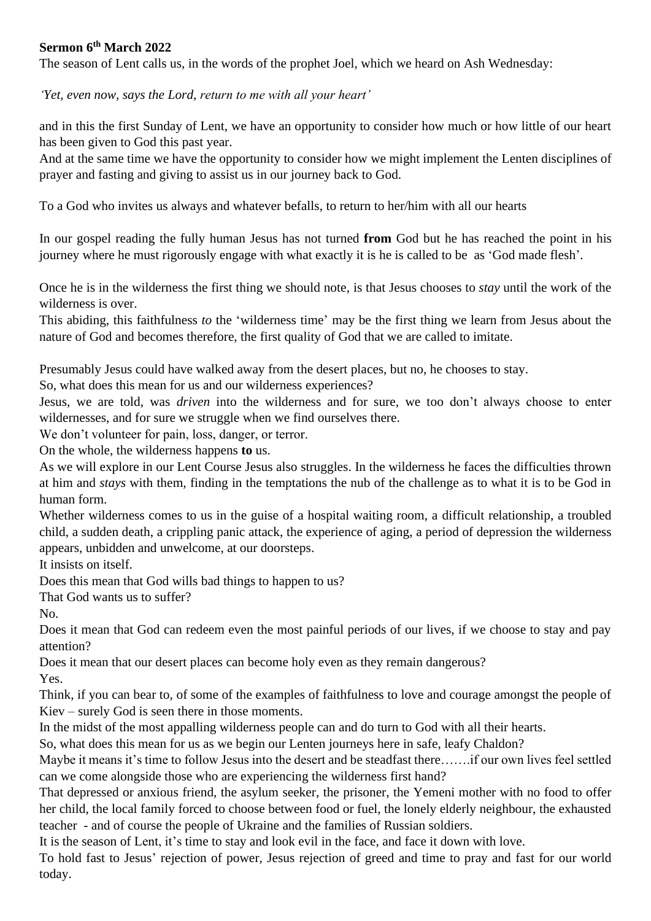**Sermon 6th March 2022**

The season of Lent calls us, in the words of the prophet Joel, which we heard on Ash Wednesday:

*'Yet, even now, says the Lord, return to me with all your heart'*

and in this the first Sunday of Lent, we have an opportunity to consider how much or how little of our heart has been given to God this past year.

And at the same time we have the opportunity to consider how we might implement the Lenten disciplines of prayer and fasting and giving to assist us in our journey back to God.

To a God who invites us always and whatever befalls, to return to her/him with all our hearts

In our gospel reading the fully human Jesus has not turned **from** God but he has reached the point in his journey where he must rigorously engage with what exactly it is he is called to be as 'God made flesh'.

Once he is in the wilderness the first thing we should note, is that Jesus chooses to *stay* until the work of the wilderness is over.

This abiding, this faithfulness *to* the 'wilderness time' may be the first thing we learn from Jesus about the nature of God and becomes therefore, the first quality of God that we are called to imitate.

Presumably Jesus could have walked away from the desert places, but no, he chooses to stay.

So, what does this mean for us and our wilderness experiences?

Jesus, we are told, was *driven* into the wilderness and for sure, we too don't always choose to enter wildernesses, and for sure we struggle when we find ourselves there.

We don't volunteer for pain, loss, danger, or terror.

On the whole, the wilderness happens **to** us.

As we will explore in our Lent Course Jesus also struggles. In the wilderness he faces the difficulties thrown at him and *stays* with them, finding in the temptations the nub of the challenge as to what it is to be God in human form.

Whether wilderness comes to us in the guise of a hospital waiting room, a difficult relationship, a troubled child, a sudden death, a crippling panic attack, the experience of aging, a period of depression the wilderness appears, unbidden and unwelcome, at our doorsteps.

It insists on itself.

Does this mean that God wills bad things to happen to us?

That God wants us to suffer?

No.

Does it mean that God can redeem even the most painful periods of our lives, if we choose to stay and pay attention?

Does it mean that our desert places can become holy even as they remain dangerous?

Yes.

Think, if you can bear to, of some of the examples of faithfulness to love and courage amongst the people of Kiev – surely God is seen there in those moments.

In the midst of the most appalling wilderness people can and do turn to God with all their hearts.

So, what does this mean for us as we begin our Lenten journeys here in safe, leafy Chaldon?

Maybe it means it's time to follow Jesus into the desert and be steadfast there…….if our own lives feel settled can we come alongside those who are experiencing the wilderness first hand?

That depressed or anxious friend, the asylum seeker, the prisoner, the Yemeni mother with no food to offer her child, the local family forced to choose between food or fuel, the lonely elderly neighbour, the exhausted teacher - and of course the people of Ukraine and the families of Russian soldiers.

It is the season of Lent, it's time to stay and look evil in the face, and face it down with love.

To hold fast to Jesus' rejection of power, Jesus rejection of greed and time to pray and fast for our world today.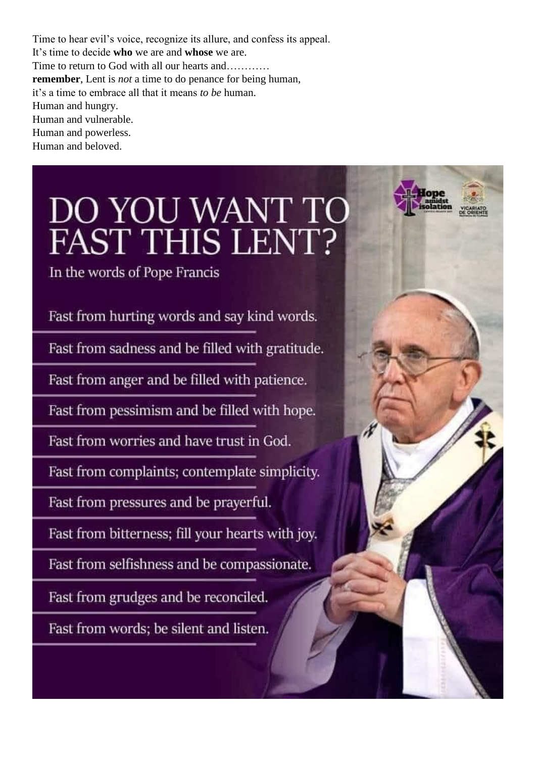Time to hear evil's voice, recognize its allure, and confess its appeal.
It's time to decide **who** we are and **whose** we are.
Time to return to God with all our hearts and…………
**remember**, Lent is *not* a time to do penance for being human,
it's a time to embrace all that it means *to be* human.
Human and hungry.
Human and vulnerable.
Human and powerless.
Human and beloved.

# DO YOU WANT TO FAST THIS LENT?

In the words of Pope Francis

Fast from hurting words and say kind words.

Fast from sadness and be filled with gratitude.

Fast from anger and be filled with patience.

Fast from pessimism and be filled with hope.

Fast from worries and have trust in God.

Fast from complaints; contemplate simplicity.

Fast from pressures and be prayerful.

Fast from bitterness; fill your hearts with joy.

Fast from selfishness and be compassionate.

Fast from grudges and be reconciled.

Fast from words; be silent and listen.